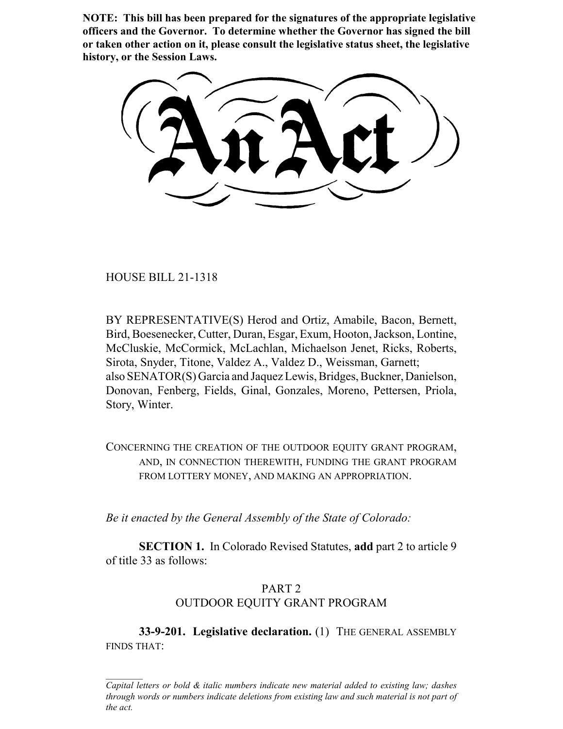**NOTE: This bill has been prepared for the signatures of the appropriate legislative officers and the Governor. To determine whether the Governor has signed the bill or taken other action on it, please consult the legislative status sheet, the legislative history, or the Session Laws.**

# An Act

HOUSE BILL 21-1318

BY REPRESENTATIVE(S) Herod and Ortiz, Amabile, Bacon, Bernett, Bird, Boesenecker, Cutter, Duran, Esgar, Exum, Hooton, Jackson, Lontine, McCluskie, McCormick, McLachlan, Michaelson Jenet, Ricks, Roberts, Sirota, Snyder, Titone, Valdez A., Valdez D., Weissman, Garnett; also SENATOR(S) Garcia and Jaquez Lewis, Bridges, Buckner, Danielson, Donovan, Fenberg, Fields, Ginal, Gonzales, Moreno, Pettersen, Priola, Story, Winter.

CONCERNING THE CREATION OF THE OUTDOOR EQUITY GRANT PROGRAM, AND, IN CONNECTION THEREWITH, FUNDING THE GRANT PROGRAM FROM LOTTERY MONEY, AND MAKING AN APPROPRIATION.

*Be it enacted by the General Assembly of the State of Colorado:*

**SECTION 1.** In Colorado Revised Statutes, **add** part 2 to article 9 of title 33 as follows:

PART 2
OUTDOOR EQUITY GRANT PROGRAM

**33-9-201. Legislative declaration.** (1) THE GENERAL ASSEMBLY FINDS THAT:

---

*Capital letters or bold & italic numbers indicate new material added to existing law; dashes through words or numbers indicate deletions from existing law and such material is not part of the act.*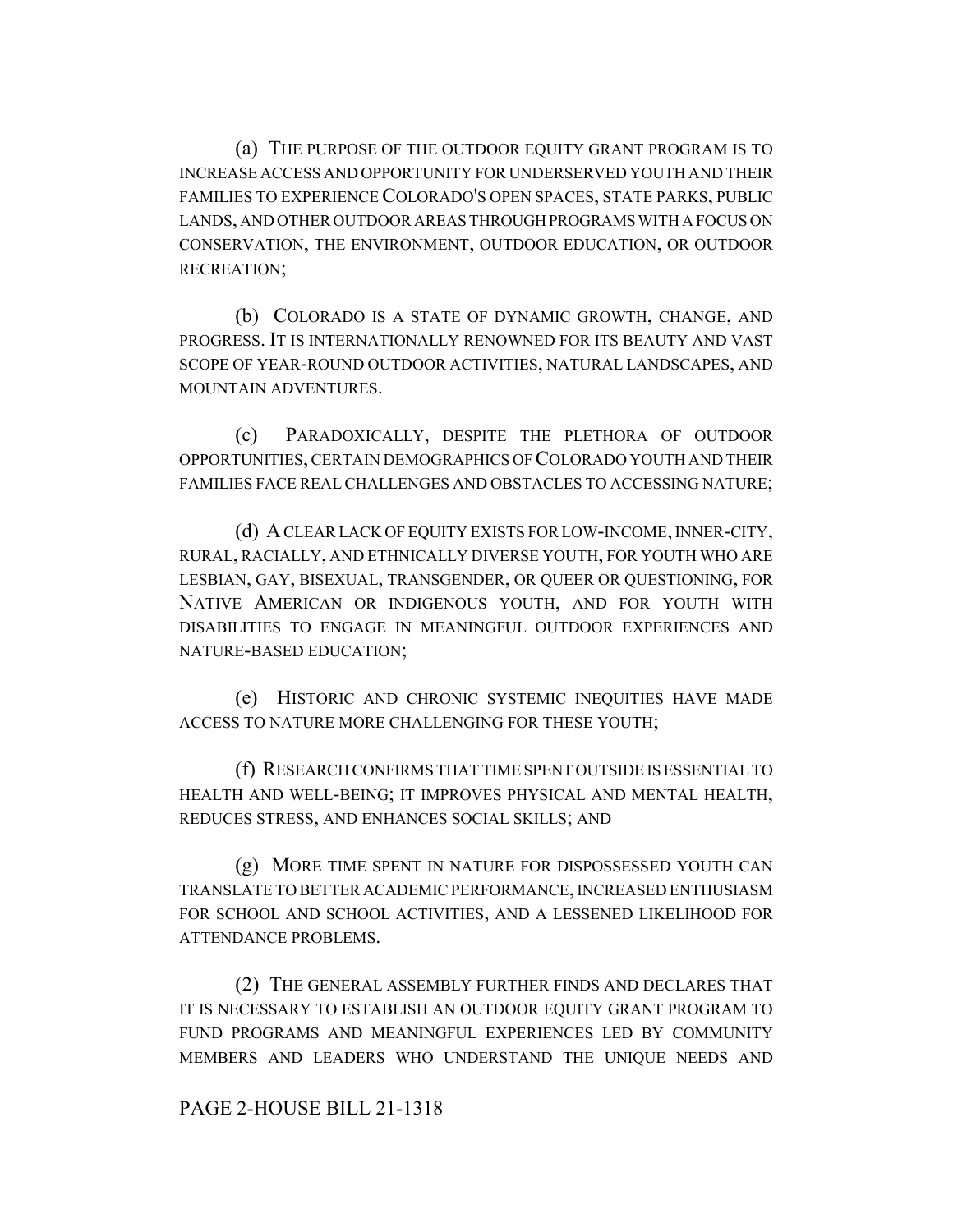(a) THE PURPOSE OF THE OUTDOOR EQUITY GRANT PROGRAM IS TO INCREASE ACCESS AND OPPORTUNITY FOR UNDERSERVED YOUTH AND THEIR FAMILIES TO EXPERIENCE COLORADO'S OPEN SPACES, STATE PARKS, PUBLIC LANDS, AND OTHER OUTDOOR AREAS THROUGH PROGRAMS WITH A FOCUS ON CONSERVATION, THE ENVIRONMENT, OUTDOOR EDUCATION, OR OUTDOOR RECREATION;

(b) COLORADO IS A STATE OF DYNAMIC GROWTH, CHANGE, AND PROGRESS. IT IS INTERNATIONALLY RENOWNED FOR ITS BEAUTY AND VAST SCOPE OF YEAR-ROUND OUTDOOR ACTIVITIES, NATURAL LANDSCAPES, AND MOUNTAIN ADVENTURES.

(c) PARADOXICALLY, DESPITE THE PLETHORA OF OUTDOOR OPPORTUNITIES, CERTAIN DEMOGRAPHICS OF COLORADO YOUTH AND THEIR FAMILIES FACE REAL CHALLENGES AND OBSTACLES TO ACCESSING NATURE;

(d) A CLEAR LACK OF EQUITY EXISTS FOR LOW-INCOME, INNER-CITY, RURAL, RACIALLY, AND ETHNICALLY DIVERSE YOUTH, FOR YOUTH WHO ARE LESBIAN, GAY, BISEXUAL, TRANSGENDER, OR QUEER OR QUESTIONING, FOR NATIVE AMERICAN OR INDIGENOUS YOUTH, AND FOR YOUTH WITH DISABILITIES TO ENGAGE IN MEANINGFUL OUTDOOR EXPERIENCES AND NATURE-BASED EDUCATION;

(e) HISTORIC AND CHRONIC SYSTEMIC INEQUITIES HAVE MADE ACCESS TO NATURE MORE CHALLENGING FOR THESE YOUTH;

(f) RESEARCH CONFIRMS THAT TIME SPENT OUTSIDE IS ESSENTIAL TO HEALTH AND WELL-BEING; IT IMPROVES PHYSICAL AND MENTAL HEALTH, REDUCES STRESS, AND ENHANCES SOCIAL SKILLS; AND

(g) MORE TIME SPENT IN NATURE FOR DISPOSSESSED YOUTH CAN TRANSLATE TO BETTER ACADEMIC PERFORMANCE, INCREASED ENTHUSIASM FOR SCHOOL AND SCHOOL ACTIVITIES, AND A LESSENED LIKELIHOOD FOR ATTENDANCE PROBLEMS.

(2) THE GENERAL ASSEMBLY FURTHER FINDS AND DECLARES THAT IT IS NECESSARY TO ESTABLISH AN OUTDOOR EQUITY GRANT PROGRAM TO FUND PROGRAMS AND MEANINGFUL EXPERIENCES LED BY COMMUNITY MEMBERS AND LEADERS WHO UNDERSTAND THE UNIQUE NEEDS AND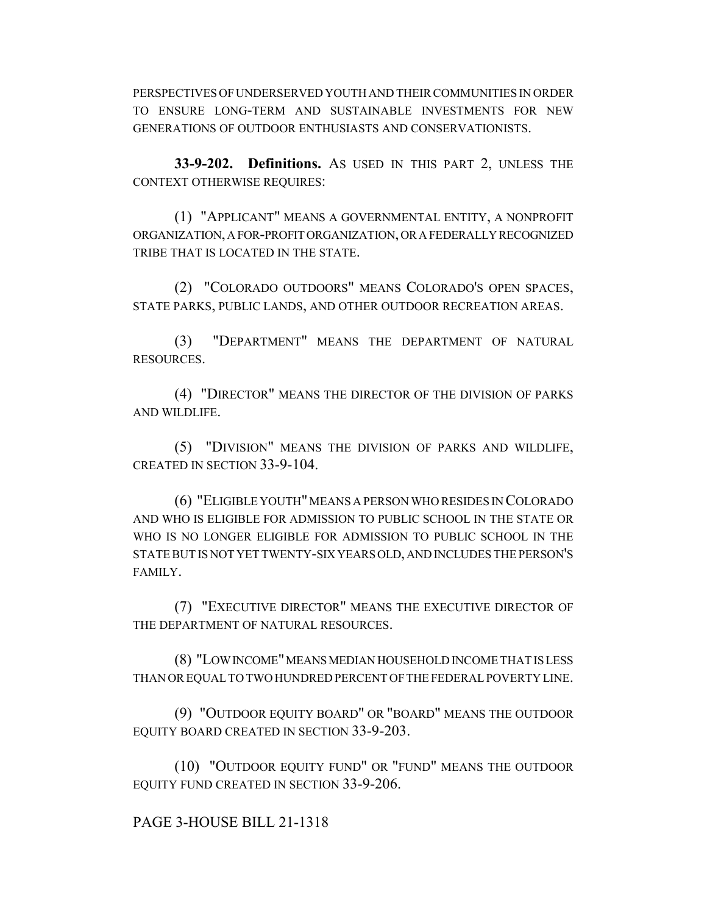PERSPECTIVES OF UNDERSERVED YOUTH AND THEIR COMMUNITIES IN ORDER TO ENSURE LONG-TERM AND SUSTAINABLE INVESTMENTS FOR NEW GENERATIONS OF OUTDOOR ENTHUSIASTS AND CONSERVATIONISTS.

**33-9-202. Definitions.** AS USED IN THIS PART 2, UNLESS THE CONTEXT OTHERWISE REQUIRES:

(1) "APPLICANT" MEANS A GOVERNMENTAL ENTITY, A NONPROFIT ORGANIZATION, A FOR-PROFIT ORGANIZATION, OR A FEDERALLY RECOGNIZED TRIBE THAT IS LOCATED IN THE STATE.

(2) "COLORADO OUTDOORS" MEANS COLORADO'S OPEN SPACES, STATE PARKS, PUBLIC LANDS, AND OTHER OUTDOOR RECREATION AREAS.

(3) "DEPARTMENT" MEANS THE DEPARTMENT OF NATURAL RESOURCES.

(4) "DIRECTOR" MEANS THE DIRECTOR OF THE DIVISION OF PARKS AND WILDLIFE.

(5) "DIVISION" MEANS THE DIVISION OF PARKS AND WILDLIFE, CREATED IN SECTION 33-9-104.

(6) "ELIGIBLE YOUTH" MEANS A PERSON WHO RESIDES IN COLORADO AND WHO IS ELIGIBLE FOR ADMISSION TO PUBLIC SCHOOL IN THE STATE OR WHO IS NO LONGER ELIGIBLE FOR ADMISSION TO PUBLIC SCHOOL IN THE STATE BUT IS NOT YET TWENTY-SIX YEARS OLD, AND INCLUDES THE PERSON'S FAMILY.

(7) "EXECUTIVE DIRECTOR" MEANS THE EXECUTIVE DIRECTOR OF THE DEPARTMENT OF NATURAL RESOURCES.

(8) "LOW INCOME" MEANS MEDIAN HOUSEHOLD INCOME THAT IS LESS THAN OR EQUAL TO TWO HUNDRED PERCENT OF THE FEDERAL POVERTY LINE.

(9) "OUTDOOR EQUITY BOARD" OR "BOARD" MEANS THE OUTDOOR EQUITY BOARD CREATED IN SECTION 33-9-203.

(10) "OUTDOOR EQUITY FUND" OR "FUND" MEANS THE OUTDOOR EQUITY FUND CREATED IN SECTION 33-9-206.

PAGE 3-HOUSE BILL 21-1318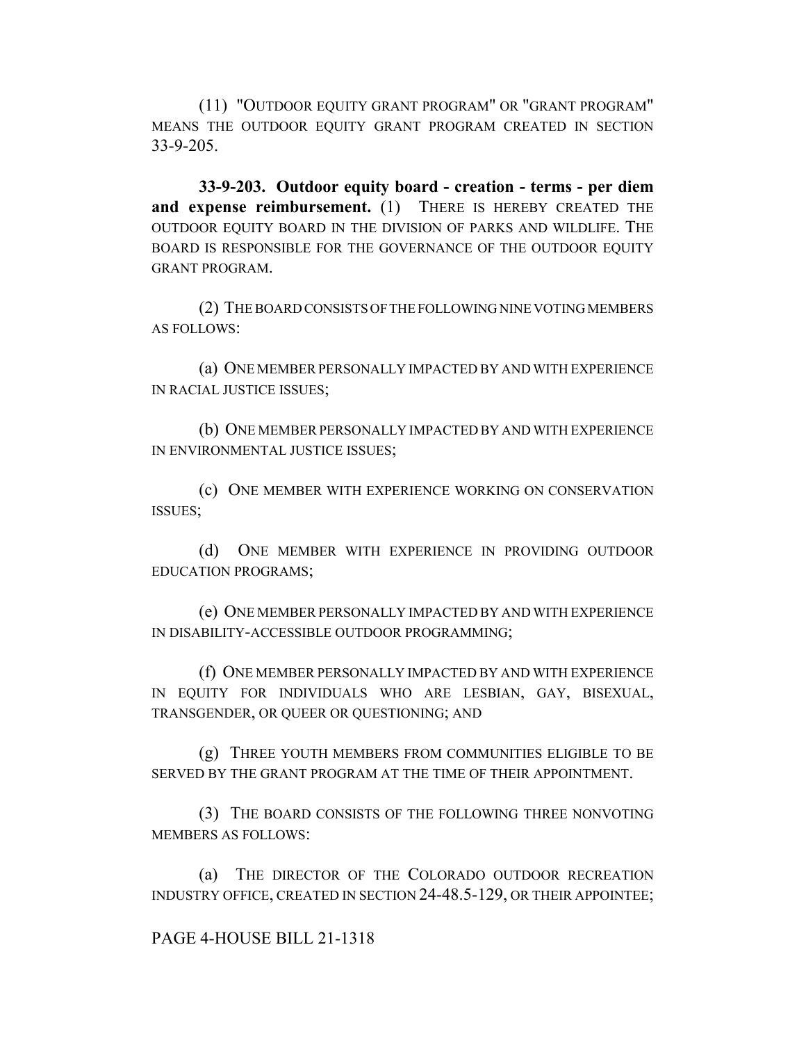(11) "OUTDOOR EQUITY GRANT PROGRAM" OR "GRANT PROGRAM" MEANS THE OUTDOOR EQUITY GRANT PROGRAM CREATED IN SECTION 33-9-205.

**33-9-203. Outdoor equity board - creation - terms - per diem and expense reimbursement.** (1) THERE IS HEREBY CREATED THE OUTDOOR EQUITY BOARD IN THE DIVISION OF PARKS AND WILDLIFE. THE BOARD IS RESPONSIBLE FOR THE GOVERNANCE OF THE OUTDOOR EQUITY GRANT PROGRAM.

(2) THE BOARD CONSISTS OF THE FOLLOWING NINE VOTING MEMBERS AS FOLLOWS:

(a) ONE MEMBER PERSONALLY IMPACTED BY AND WITH EXPERIENCE IN RACIAL JUSTICE ISSUES;

(b) ONE MEMBER PERSONALLY IMPACTED BY AND WITH EXPERIENCE IN ENVIRONMENTAL JUSTICE ISSUES;

(c) ONE MEMBER WITH EXPERIENCE WORKING ON CONSERVATION ISSUES;

(d) ONE MEMBER WITH EXPERIENCE IN PROVIDING OUTDOOR EDUCATION PROGRAMS;

(e) ONE MEMBER PERSONALLY IMPACTED BY AND WITH EXPERIENCE IN DISABILITY-ACCESSIBLE OUTDOOR PROGRAMMING;

(f) ONE MEMBER PERSONALLY IMPACTED BY AND WITH EXPERIENCE IN EQUITY FOR INDIVIDUALS WHO ARE LESBIAN, GAY, BISEXUAL, TRANSGENDER, OR QUEER OR QUESTIONING; AND

(g) THREE YOUTH MEMBERS FROM COMMUNITIES ELIGIBLE TO BE SERVED BY THE GRANT PROGRAM AT THE TIME OF THEIR APPOINTMENT.

(3) THE BOARD CONSISTS OF THE FOLLOWING THREE NONVOTING MEMBERS AS FOLLOWS:

(a) THE DIRECTOR OF THE COLORADO OUTDOOR RECREATION INDUSTRY OFFICE, CREATED IN SECTION 24-48.5-129, OR THEIR APPOINTEE;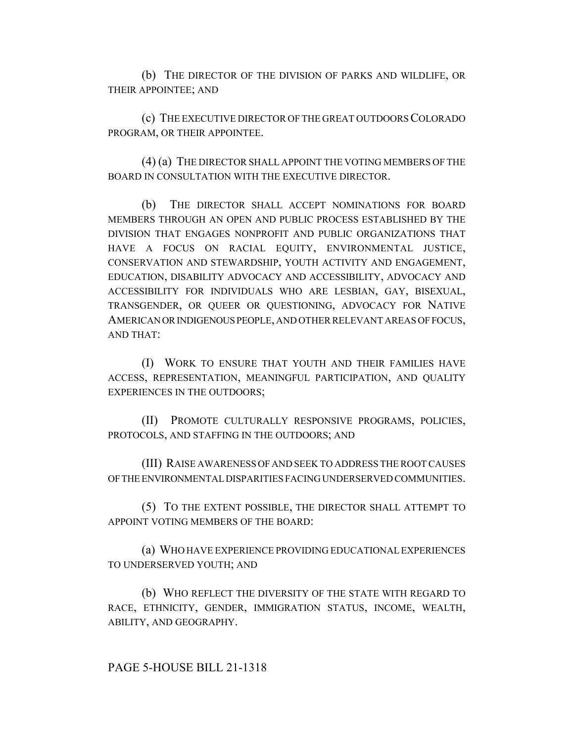(b) THE DIRECTOR OF THE DIVISION OF PARKS AND WILDLIFE, OR THEIR APPOINTEE; AND

(c) THE EXECUTIVE DIRECTOR OF THE GREAT OUTDOORS COLORADO PROGRAM, OR THEIR APPOINTEE.

(4) (a) THE DIRECTOR SHALL APPOINT THE VOTING MEMBERS OF THE BOARD IN CONSULTATION WITH THE EXECUTIVE DIRECTOR.

(b) THE DIRECTOR SHALL ACCEPT NOMINATIONS FOR BOARD MEMBERS THROUGH AN OPEN AND PUBLIC PROCESS ESTABLISHED BY THE DIVISION THAT ENGAGES NONPROFIT AND PUBLIC ORGANIZATIONS THAT HAVE A FOCUS ON RACIAL EQUITY, ENVIRONMENTAL JUSTICE, CONSERVATION AND STEWARDSHIP, YOUTH ACTIVITY AND ENGAGEMENT, EDUCATION, DISABILITY ADVOCACY AND ACCESSIBILITY, ADVOCACY AND ACCESSIBILITY FOR INDIVIDUALS WHO ARE LESBIAN, GAY, BISEXUAL, TRANSGENDER, OR QUEER OR QUESTIONING, ADVOCACY FOR NATIVE AMERICAN OR INDIGENOUS PEOPLE, AND OTHER RELEVANT AREAS OF FOCUS, AND THAT:

(I) WORK TO ENSURE THAT YOUTH AND THEIR FAMILIES HAVE ACCESS, REPRESENTATION, MEANINGFUL PARTICIPATION, AND QUALITY EXPERIENCES IN THE OUTDOORS;

(II) PROMOTE CULTURALLY RESPONSIVE PROGRAMS, POLICIES, PROTOCOLS, AND STAFFING IN THE OUTDOORS; AND

(III) RAISE AWARENESS OF AND SEEK TO ADDRESS THE ROOT CAUSES OF THE ENVIRONMENTAL DISPARITIES FACING UNDERSERVED COMMUNITIES.

(5) TO THE EXTENT POSSIBLE, THE DIRECTOR SHALL ATTEMPT TO APPOINT VOTING MEMBERS OF THE BOARD:

(a) WHO HAVE EXPERIENCE PROVIDING EDUCATIONAL EXPERIENCES TO UNDERSERVED YOUTH; AND

(b) WHO REFLECT THE DIVERSITY OF THE STATE WITH REGARD TO RACE, ETHNICITY, GENDER, IMMIGRATION STATUS, INCOME, WEALTH, ABILITY, AND GEOGRAPHY.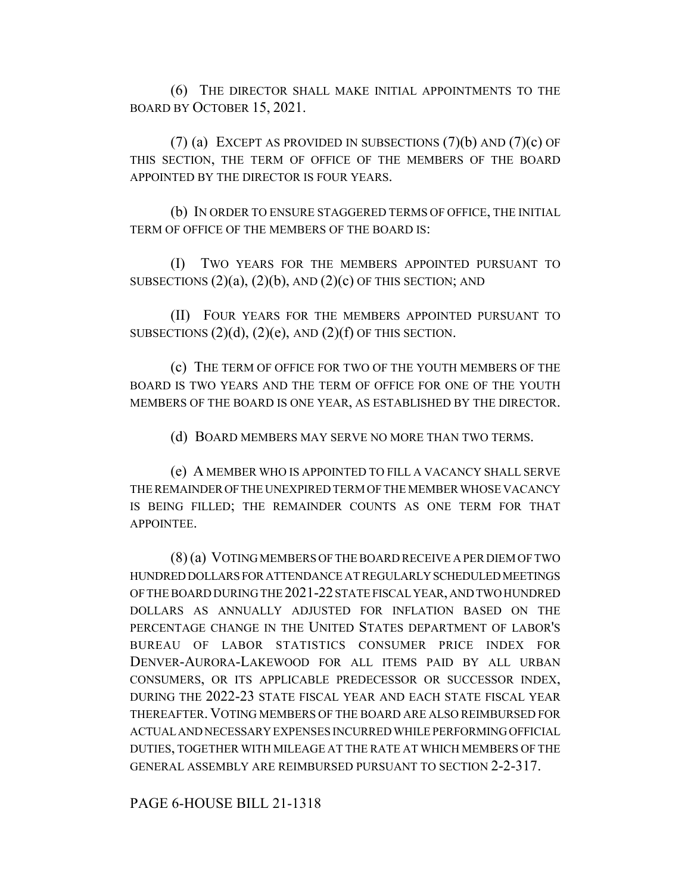(6) THE DIRECTOR SHALL MAKE INITIAL APPOINTMENTS TO THE BOARD BY OCTOBER 15, 2021.

(7) (a) EXCEPT AS PROVIDED IN SUBSECTIONS (7)(b) AND (7)(c) OF THIS SECTION, THE TERM OF OFFICE OF THE MEMBERS OF THE BOARD APPOINTED BY THE DIRECTOR IS FOUR YEARS.

(b) IN ORDER TO ENSURE STAGGERED TERMS OF OFFICE, THE INITIAL TERM OF OFFICE OF THE MEMBERS OF THE BOARD IS:

(I) TWO YEARS FOR THE MEMBERS APPOINTED PURSUANT TO SUBSECTIONS (2)(a), (2)(b), AND (2)(c) OF THIS SECTION; AND

(II) FOUR YEARS FOR THE MEMBERS APPOINTED PURSUANT TO SUBSECTIONS (2)(d), (2)(e), AND (2)(f) OF THIS SECTION.

(c) THE TERM OF OFFICE FOR TWO OF THE YOUTH MEMBERS OF THE BOARD IS TWO YEARS AND THE TERM OF OFFICE FOR ONE OF THE YOUTH MEMBERS OF THE BOARD IS ONE YEAR, AS ESTABLISHED BY THE DIRECTOR.

(d) BOARD MEMBERS MAY SERVE NO MORE THAN TWO TERMS.

(e) A MEMBER WHO IS APPOINTED TO FILL A VACANCY SHALL SERVE THE REMAINDER OF THE UNEXPIRED TERM OF THE MEMBER WHOSE VACANCY IS BEING FILLED; THE REMAINDER COUNTS AS ONE TERM FOR THAT APPOINTEE.

(8) (a) VOTING MEMBERS OF THE BOARD RECEIVE A PER DIEM OF TWO HUNDRED DOLLARS FOR ATTENDANCE AT REGULARLY SCHEDULED MEETINGS OF THE BOARD DURING THE 2021-22 STATE FISCAL YEAR, AND TWO HUNDRED DOLLARS AS ANNUALLY ADJUSTED FOR INFLATION BASED ON THE PERCENTAGE CHANGE IN THE UNITED STATES DEPARTMENT OF LABOR'S BUREAU OF LABOR STATISTICS CONSUMER PRICE INDEX FOR DENVER-AURORA-LAKEWOOD FOR ALL ITEMS PAID BY ALL URBAN CONSUMERS, OR ITS APPLICABLE PREDECESSOR OR SUCCESSOR INDEX, DURING THE 2022-23 STATE FISCAL YEAR AND EACH STATE FISCAL YEAR THEREAFTER. VOTING MEMBERS OF THE BOARD ARE ALSO REIMBURSED FOR ACTUAL AND NECESSARY EXPENSES INCURRED WHILE PERFORMING OFFICIAL DUTIES, TOGETHER WITH MILEAGE AT THE RATE AT WHICH MEMBERS OF THE GENERAL ASSEMBLY ARE REIMBURSED PURSUANT TO SECTION 2-2-317.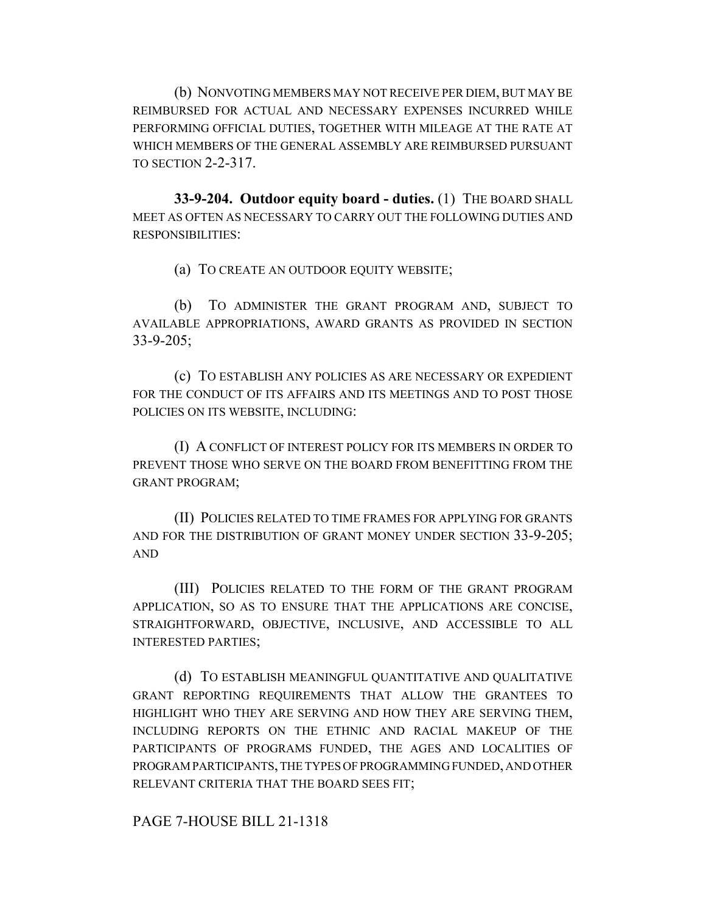(b) NONVOTING MEMBERS MAY NOT RECEIVE PER DIEM, BUT MAY BE REIMBURSED FOR ACTUAL AND NECESSARY EXPENSES INCURRED WHILE PERFORMING OFFICIAL DUTIES, TOGETHER WITH MILEAGE AT THE RATE AT WHICH MEMBERS OF THE GENERAL ASSEMBLY ARE REIMBURSED PURSUANT TO SECTION 2-2-317.

**33-9-204. Outdoor equity board - duties.** (1) THE BOARD SHALL MEET AS OFTEN AS NECESSARY TO CARRY OUT THE FOLLOWING DUTIES AND RESPONSIBILITIES:

(a) TO CREATE AN OUTDOOR EQUITY WEBSITE;

(b) TO ADMINISTER THE GRANT PROGRAM AND, SUBJECT TO AVAILABLE APPROPRIATIONS, AWARD GRANTS AS PROVIDED IN SECTION 33-9-205;

(c) TO ESTABLISH ANY POLICIES AS ARE NECESSARY OR EXPEDIENT FOR THE CONDUCT OF ITS AFFAIRS AND ITS MEETINGS AND TO POST THOSE POLICIES ON ITS WEBSITE, INCLUDING:

(I) A CONFLICT OF INTEREST POLICY FOR ITS MEMBERS IN ORDER TO PREVENT THOSE WHO SERVE ON THE BOARD FROM BENEFITTING FROM THE GRANT PROGRAM;

(II) POLICIES RELATED TO TIME FRAMES FOR APPLYING FOR GRANTS AND FOR THE DISTRIBUTION OF GRANT MONEY UNDER SECTION 33-9-205; AND

(III) POLICIES RELATED TO THE FORM OF THE GRANT PROGRAM APPLICATION, SO AS TO ENSURE THAT THE APPLICATIONS ARE CONCISE, STRAIGHTFORWARD, OBJECTIVE, INCLUSIVE, AND ACCESSIBLE TO ALL INTERESTED PARTIES;

(d) TO ESTABLISH MEANINGFUL QUANTITATIVE AND QUALITATIVE GRANT REPORTING REQUIREMENTS THAT ALLOW THE GRANTEES TO HIGHLIGHT WHO THEY ARE SERVING AND HOW THEY ARE SERVING THEM, INCLUDING REPORTS ON THE ETHNIC AND RACIAL MAKEUP OF THE PARTICIPANTS OF PROGRAMS FUNDED, THE AGES AND LOCALITIES OF PROGRAM PARTICIPANTS, THE TYPES OF PROGRAMMING FUNDED, AND OTHER RELEVANT CRITERIA THAT THE BOARD SEES FIT;

PAGE 7-HOUSE BILL 21-1318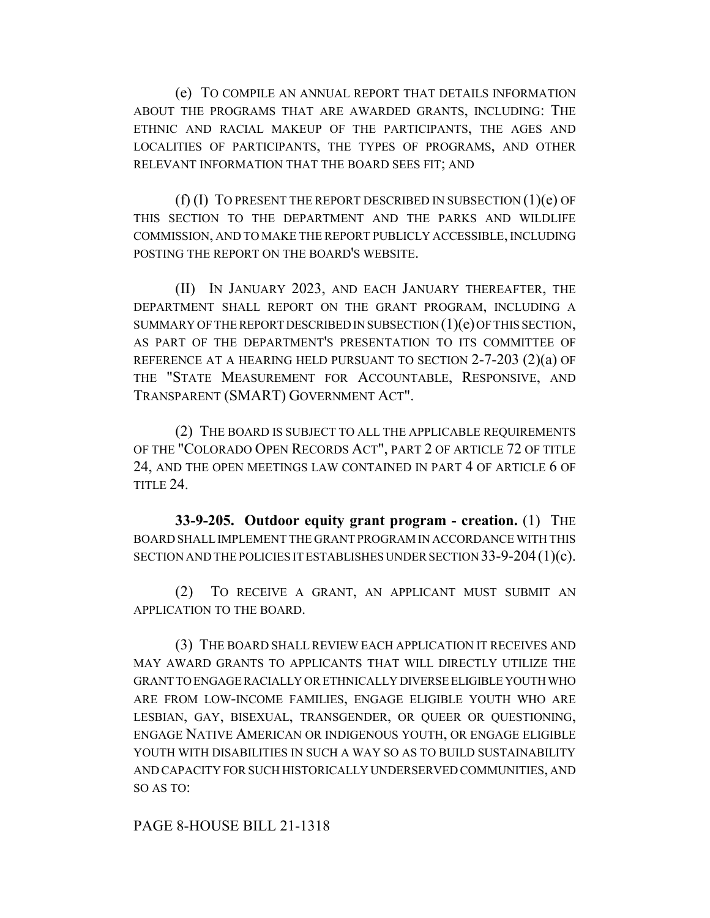(e) TO COMPILE AN ANNUAL REPORT THAT DETAILS INFORMATION ABOUT THE PROGRAMS THAT ARE AWARDED GRANTS, INCLUDING: THE ETHNIC AND RACIAL MAKEUP OF THE PARTICIPANTS, THE AGES AND LOCALITIES OF PARTICIPANTS, THE TYPES OF PROGRAMS, AND OTHER RELEVANT INFORMATION THAT THE BOARD SEES FIT; AND

(f) (I) TO PRESENT THE REPORT DESCRIBED IN SUBSECTION (1)(e) OF THIS SECTION TO THE DEPARTMENT AND THE PARKS AND WILDLIFE COMMISSION, AND TO MAKE THE REPORT PUBLICLY ACCESSIBLE, INCLUDING POSTING THE REPORT ON THE BOARD'S WEBSITE.

(II) IN JANUARY 2023, AND EACH JANUARY THEREAFTER, THE DEPARTMENT SHALL REPORT ON THE GRANT PROGRAM, INCLUDING A SUMMARY OF THE REPORT DESCRIBED IN SUBSECTION (1)(e) OF THIS SECTION, AS PART OF THE DEPARTMENT'S PRESENTATION TO ITS COMMITTEE OF REFERENCE AT A HEARING HELD PURSUANT TO SECTION 2-7-203 (2)(a) OF THE "STATE MEASUREMENT FOR ACCOUNTABLE, RESPONSIVE, AND TRANSPARENT (SMART) GOVERNMENT ACT".

(2) THE BOARD IS SUBJECT TO ALL THE APPLICABLE REQUIREMENTS OF THE "COLORADO OPEN RECORDS ACT", PART 2 OF ARTICLE 72 OF TITLE 24, AND THE OPEN MEETINGS LAW CONTAINED IN PART 4 OF ARTICLE 6 OF TITLE 24.

**33-9-205. Outdoor equity grant program - creation.** (1) THE BOARD SHALL IMPLEMENT THE GRANT PROGRAM IN ACCORDANCE WITH THIS SECTION AND THE POLICIES IT ESTABLISHES UNDER SECTION 33-9-204 (1)(c).

(2) TO RECEIVE A GRANT, AN APPLICANT MUST SUBMIT AN APPLICATION TO THE BOARD.

(3) THE BOARD SHALL REVIEW EACH APPLICATION IT RECEIVES AND MAY AWARD GRANTS TO APPLICANTS THAT WILL DIRECTLY UTILIZE THE GRANT TO ENGAGE RACIALLY OR ETHNICALLY DIVERSE ELIGIBLE YOUTH WHO ARE FROM LOW-INCOME FAMILIES, ENGAGE ELIGIBLE YOUTH WHO ARE LESBIAN, GAY, BISEXUAL, TRANSGENDER, OR QUEER OR QUESTIONING, ENGAGE NATIVE AMERICAN OR INDIGENOUS YOUTH, OR ENGAGE ELIGIBLE YOUTH WITH DISABILITIES IN SUCH A WAY SO AS TO BUILD SUSTAINABILITY AND CAPACITY FOR SUCH HISTORICALLY UNDERSERVED COMMUNITIES, AND SO AS TO: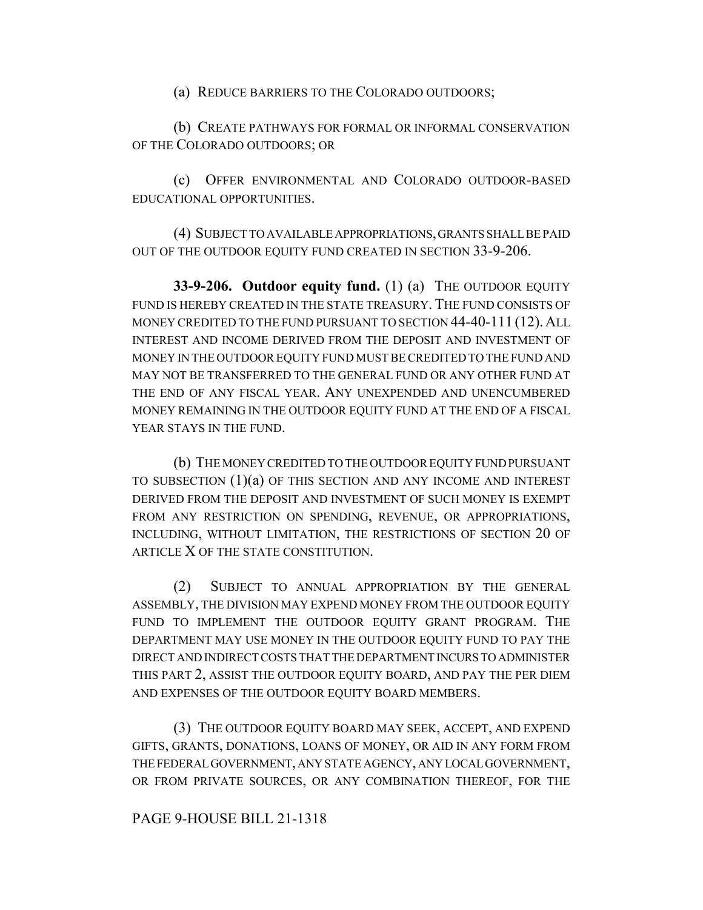(a) REDUCE BARRIERS TO THE COLORADO OUTDOORS;

(b) CREATE PATHWAYS FOR FORMAL OR INFORMAL CONSERVATION OF THE COLORADO OUTDOORS; OR

(c) OFFER ENVIRONMENTAL AND COLORADO OUTDOOR-BASED EDUCATIONAL OPPORTUNITIES.

(4) SUBJECT TO AVAILABLE APPROPRIATIONS, GRANTS SHALL BE PAID OUT OF THE OUTDOOR EQUITY FUND CREATED IN SECTION 33-9-206.

**33-9-206. Outdoor equity fund.** (1) (a) THE OUTDOOR EQUITY FUND IS HEREBY CREATED IN THE STATE TREASURY. THE FUND CONSISTS OF MONEY CREDITED TO THE FUND PURSUANT TO SECTION 44-40-111 (12). ALL INTEREST AND INCOME DERIVED FROM THE DEPOSIT AND INVESTMENT OF MONEY IN THE OUTDOOR EQUITY FUND MUST BE CREDITED TO THE FUND AND MAY NOT BE TRANSFERRED TO THE GENERAL FUND OR ANY OTHER FUND AT THE END OF ANY FISCAL YEAR. ANY UNEXPENDED AND UNENCUMBERED MONEY REMAINING IN THE OUTDOOR EQUITY FUND AT THE END OF A FISCAL YEAR STAYS IN THE FUND.

(b) THE MONEY CREDITED TO THE OUTDOOR EQUITY FUND PURSUANT TO SUBSECTION (1)(a) OF THIS SECTION AND ANY INCOME AND INTEREST DERIVED FROM THE DEPOSIT AND INVESTMENT OF SUCH MONEY IS EXEMPT FROM ANY RESTRICTION ON SPENDING, REVENUE, OR APPROPRIATIONS, INCLUDING, WITHOUT LIMITATION, THE RESTRICTIONS OF SECTION 20 OF ARTICLE X OF THE STATE CONSTITUTION.

(2) SUBJECT TO ANNUAL APPROPRIATION BY THE GENERAL ASSEMBLY, THE DIVISION MAY EXPEND MONEY FROM THE OUTDOOR EQUITY FUND TO IMPLEMENT THE OUTDOOR EQUITY GRANT PROGRAM. THE DEPARTMENT MAY USE MONEY IN THE OUTDOOR EQUITY FUND TO PAY THE DIRECT AND INDIRECT COSTS THAT THE DEPARTMENT INCURS TO ADMINISTER THIS PART 2, ASSIST THE OUTDOOR EQUITY BOARD, AND PAY THE PER DIEM AND EXPENSES OF THE OUTDOOR EQUITY BOARD MEMBERS.

(3) THE OUTDOOR EQUITY BOARD MAY SEEK, ACCEPT, AND EXPEND GIFTS, GRANTS, DONATIONS, LOANS OF MONEY, OR AID IN ANY FORM FROM THE FEDERAL GOVERNMENT, ANY STATE AGENCY, ANY LOCAL GOVERNMENT, OR FROM PRIVATE SOURCES, OR ANY COMBINATION THEREOF, FOR THE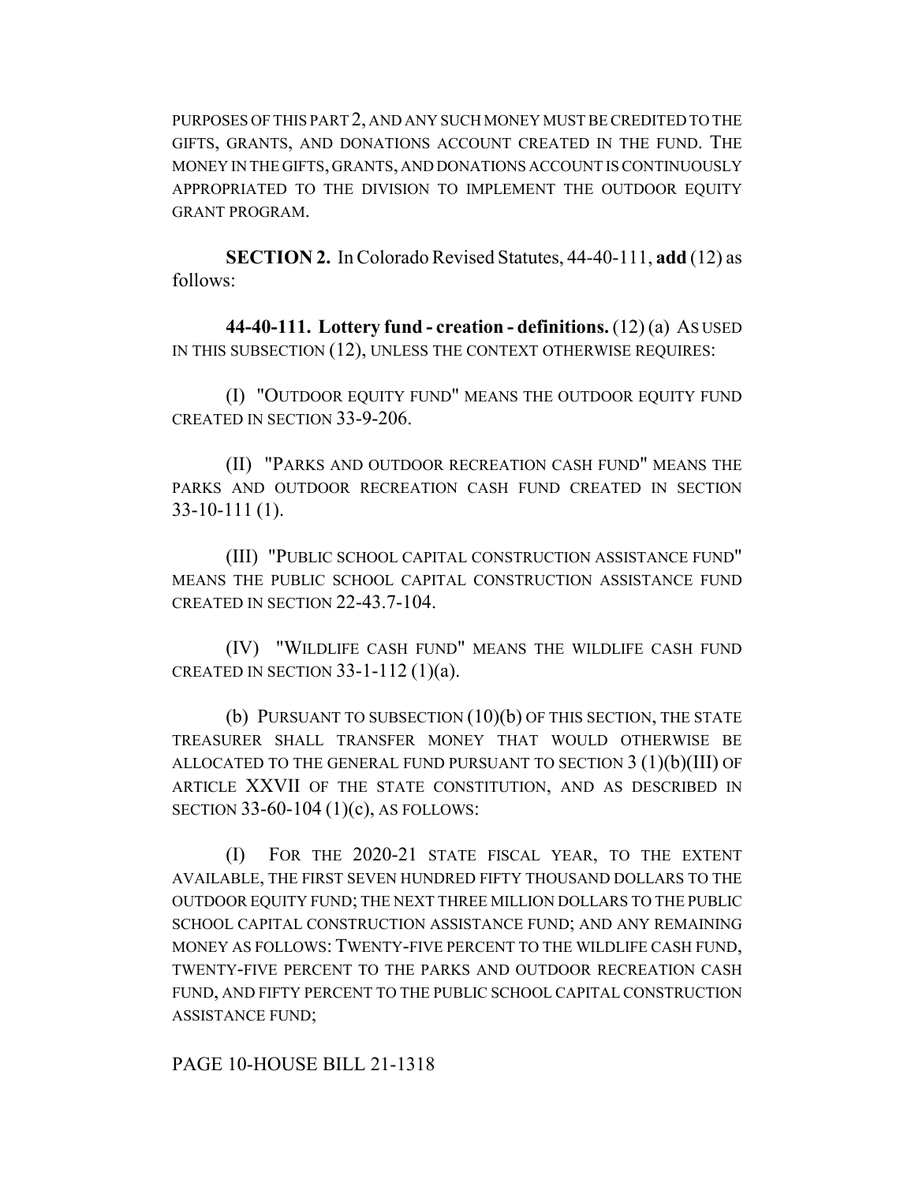PURPOSES OF THIS PART 2, AND ANY SUCH MONEY MUST BE CREDITED TO THE GIFTS, GRANTS, AND DONATIONS ACCOUNT CREATED IN THE FUND. THE MONEY IN THE GIFTS, GRANTS, AND DONATIONS ACCOUNT IS CONTINUOUSLY APPROPRIATED TO THE DIVISION TO IMPLEMENT THE OUTDOOR EQUITY GRANT PROGRAM.

**SECTION 2.** In Colorado Revised Statutes, 44-40-111, **add** (12) as follows:

**44-40-111. Lottery fund - creation - definitions.** (12) (a) AS USED IN THIS SUBSECTION (12), UNLESS THE CONTEXT OTHERWISE REQUIRES:

(I) "OUTDOOR EQUITY FUND" MEANS THE OUTDOOR EQUITY FUND CREATED IN SECTION 33-9-206.

(II) "PARKS AND OUTDOOR RECREATION CASH FUND" MEANS THE PARKS AND OUTDOOR RECREATION CASH FUND CREATED IN SECTION 33-10-111 (1).

(III) "PUBLIC SCHOOL CAPITAL CONSTRUCTION ASSISTANCE FUND" MEANS THE PUBLIC SCHOOL CAPITAL CONSTRUCTION ASSISTANCE FUND CREATED IN SECTION 22-43.7-104.

(IV) "WILDLIFE CASH FUND" MEANS THE WILDLIFE CASH FUND CREATED IN SECTION 33-1-112 (1)(a).

(b) PURSUANT TO SUBSECTION (10)(b) OF THIS SECTION, THE STATE TREASURER SHALL TRANSFER MONEY THAT WOULD OTHERWISE BE ALLOCATED TO THE GENERAL FUND PURSUANT TO SECTION 3 (1)(b)(III) OF ARTICLE XXVII OF THE STATE CONSTITUTION, AND AS DESCRIBED IN SECTION 33-60-104 (1)(c), AS FOLLOWS:

(I) FOR THE 2020-21 STATE FISCAL YEAR, TO THE EXTENT AVAILABLE, THE FIRST SEVEN HUNDRED FIFTY THOUSAND DOLLARS TO THE OUTDOOR EQUITY FUND; THE NEXT THREE MILLION DOLLARS TO THE PUBLIC SCHOOL CAPITAL CONSTRUCTION ASSISTANCE FUND; AND ANY REMAINING MONEY AS FOLLOWS: TWENTY-FIVE PERCENT TO THE WILDLIFE CASH FUND, TWENTY-FIVE PERCENT TO THE PARKS AND OUTDOOR RECREATION CASH FUND, AND FIFTY PERCENT TO THE PUBLIC SCHOOL CAPITAL CONSTRUCTION ASSISTANCE FUND;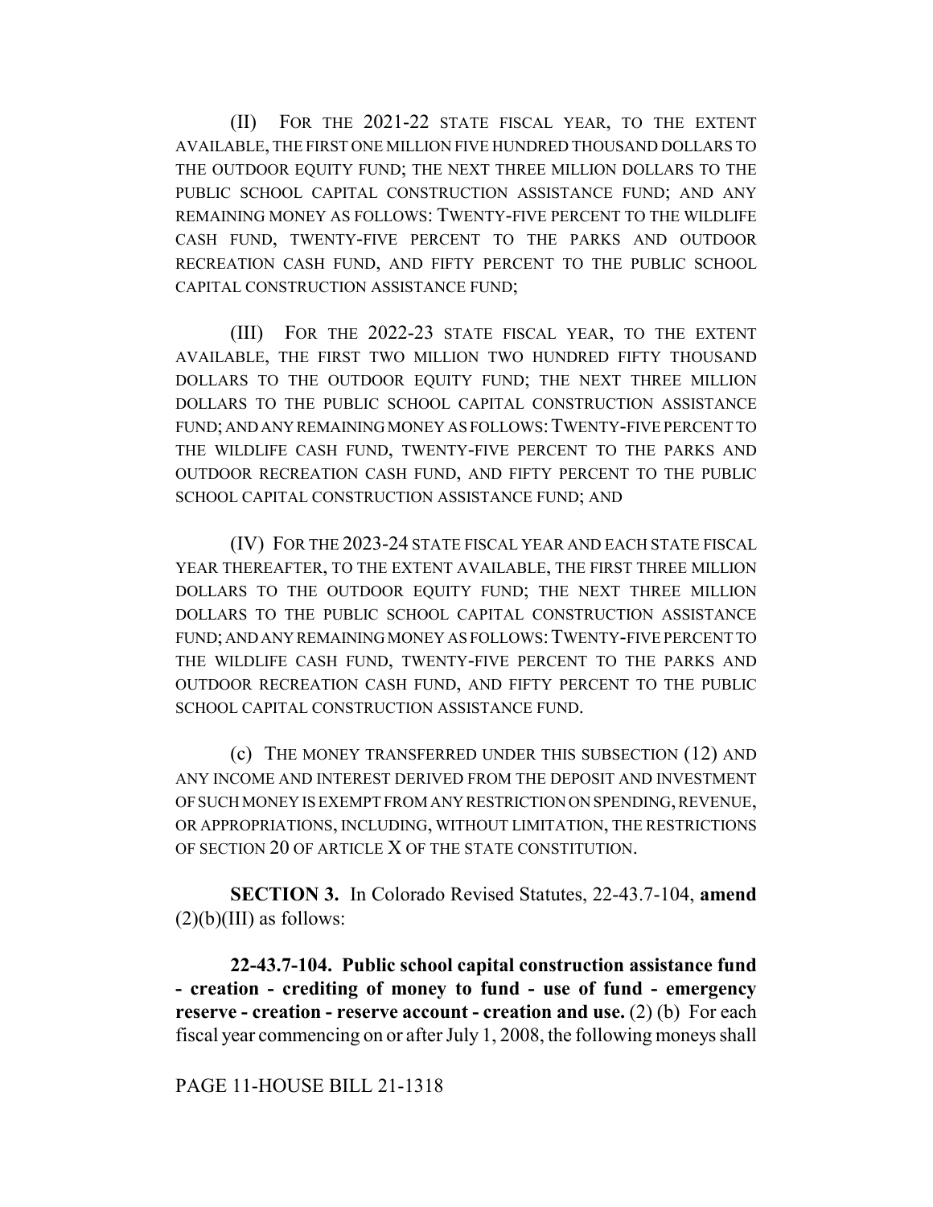(II) FOR THE 2021-22 STATE FISCAL YEAR, TO THE EXTENT AVAILABLE, THE FIRST ONE MILLION FIVE HUNDRED THOUSAND DOLLARS TO THE OUTDOOR EQUITY FUND; THE NEXT THREE MILLION DOLLARS TO THE PUBLIC SCHOOL CAPITAL CONSTRUCTION ASSISTANCE FUND; AND ANY REMAINING MONEY AS FOLLOWS: TWENTY-FIVE PERCENT TO THE WILDLIFE CASH FUND, TWENTY-FIVE PERCENT TO THE PARKS AND OUTDOOR RECREATION CASH FUND, AND FIFTY PERCENT TO THE PUBLIC SCHOOL CAPITAL CONSTRUCTION ASSISTANCE FUND;

(III) FOR THE 2022-23 STATE FISCAL YEAR, TO THE EXTENT AVAILABLE, THE FIRST TWO MILLION TWO HUNDRED FIFTY THOUSAND DOLLARS TO THE OUTDOOR EQUITY FUND; THE NEXT THREE MILLION DOLLARS TO THE PUBLIC SCHOOL CAPITAL CONSTRUCTION ASSISTANCE FUND; AND ANY REMAINING MONEY AS FOLLOWS: TWENTY-FIVE PERCENT TO THE WILDLIFE CASH FUND, TWENTY-FIVE PERCENT TO THE PARKS AND OUTDOOR RECREATION CASH FUND, AND FIFTY PERCENT TO THE PUBLIC SCHOOL CAPITAL CONSTRUCTION ASSISTANCE FUND; AND

(IV) FOR THE 2023-24 STATE FISCAL YEAR AND EACH STATE FISCAL YEAR THEREAFTER, TO THE EXTENT AVAILABLE, THE FIRST THREE MILLION DOLLARS TO THE OUTDOOR EQUITY FUND; THE NEXT THREE MILLION DOLLARS TO THE PUBLIC SCHOOL CAPITAL CONSTRUCTION ASSISTANCE FUND; AND ANY REMAINING MONEY AS FOLLOWS: TWENTY-FIVE PERCENT TO THE WILDLIFE CASH FUND, TWENTY-FIVE PERCENT TO THE PARKS AND OUTDOOR RECREATION CASH FUND, AND FIFTY PERCENT TO THE PUBLIC SCHOOL CAPITAL CONSTRUCTION ASSISTANCE FUND.

(c) THE MONEY TRANSFERRED UNDER THIS SUBSECTION (12) AND ANY INCOME AND INTEREST DERIVED FROM THE DEPOSIT AND INVESTMENT OF SUCH MONEY IS EXEMPT FROM ANY RESTRICTION ON SPENDING, REVENUE, OR APPROPRIATIONS, INCLUDING, WITHOUT LIMITATION, THE RESTRICTIONS OF SECTION 20 OF ARTICLE X OF THE STATE CONSTITUTION.

**SECTION 3.** In Colorado Revised Statutes, 22-43.7-104, **amend** (2)(b)(III) as follows:

**22-43.7-104. Public school capital construction assistance fund - creation - crediting of money to fund - use of fund - emergency reserve - creation - reserve account - creation and use.** (2) (b) For each fiscal year commencing on or after July 1, 2008, the following moneys shall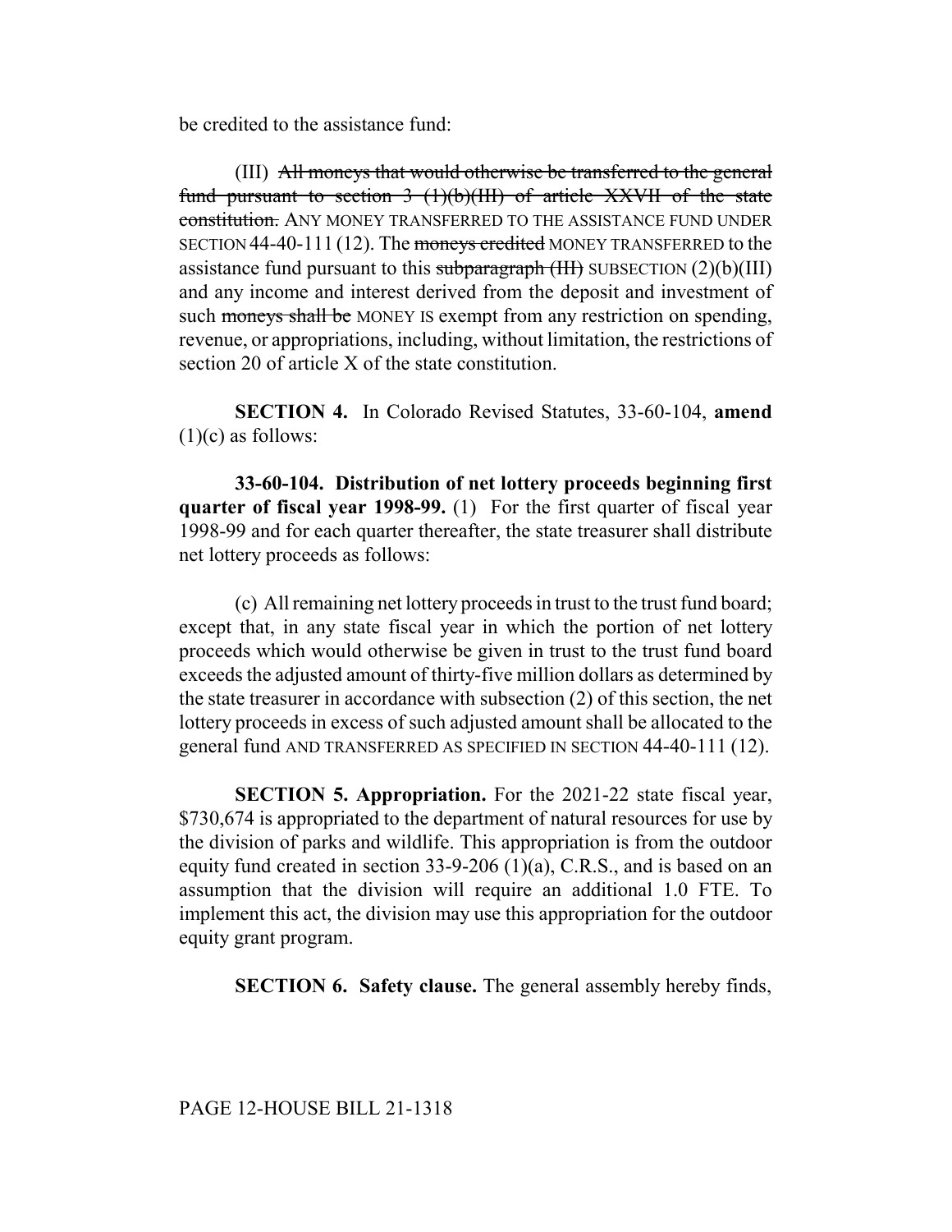be credited to the assistance fund:

(III) ~~All moneys that would otherwise be transferred to the general fund pursuant to section 3 (1)(b)(III) of article XXVII of the state constitution.~~ ANY MONEY TRANSFERRED TO THE ASSISTANCE FUND UNDER SECTION 44-40-111 (12). The ~~moneys credited~~ MONEY TRANSFERRED to the assistance fund pursuant to this ~~subparagraph (III)~~ SUBSECTION (2)(b)(III) and any income and interest derived from the deposit and investment of such ~~moneys shall be~~ MONEY IS exempt from any restriction on spending, revenue, or appropriations, including, without limitation, the restrictions of section 20 of article X of the state constitution.

**SECTION 4.** In Colorado Revised Statutes, 33-60-104, **amend** (1)(c) as follows:

**33-60-104. Distribution of net lottery proceeds beginning first quarter of fiscal year 1998-99.** (1) For the first quarter of fiscal year 1998-99 and for each quarter thereafter, the state treasurer shall distribute net lottery proceeds as follows:

(c) All remaining net lottery proceeds in trust to the trust fund board; except that, in any state fiscal year in which the portion of net lottery proceeds which would otherwise be given in trust to the trust fund board exceeds the adjusted amount of thirty-five million dollars as determined by the state treasurer in accordance with subsection (2) of this section, the net lottery proceeds in excess of such adjusted amount shall be allocated to the general fund AND TRANSFERRED AS SPECIFIED IN SECTION 44-40-111 (12).

**SECTION 5. Appropriation.** For the 2021-22 state fiscal year, $730,674 is appropriated to the department of natural resources for use by the division of parks and wildlife. This appropriation is from the outdoor equity fund created in section 33-9-206 (1)(a), C.R.S., and is based on an assumption that the division will require an additional 1.0 FTE. To implement this act, the division may use this appropriation for the outdoor equity grant program.

**SECTION 6. Safety clause.** The general assembly hereby finds,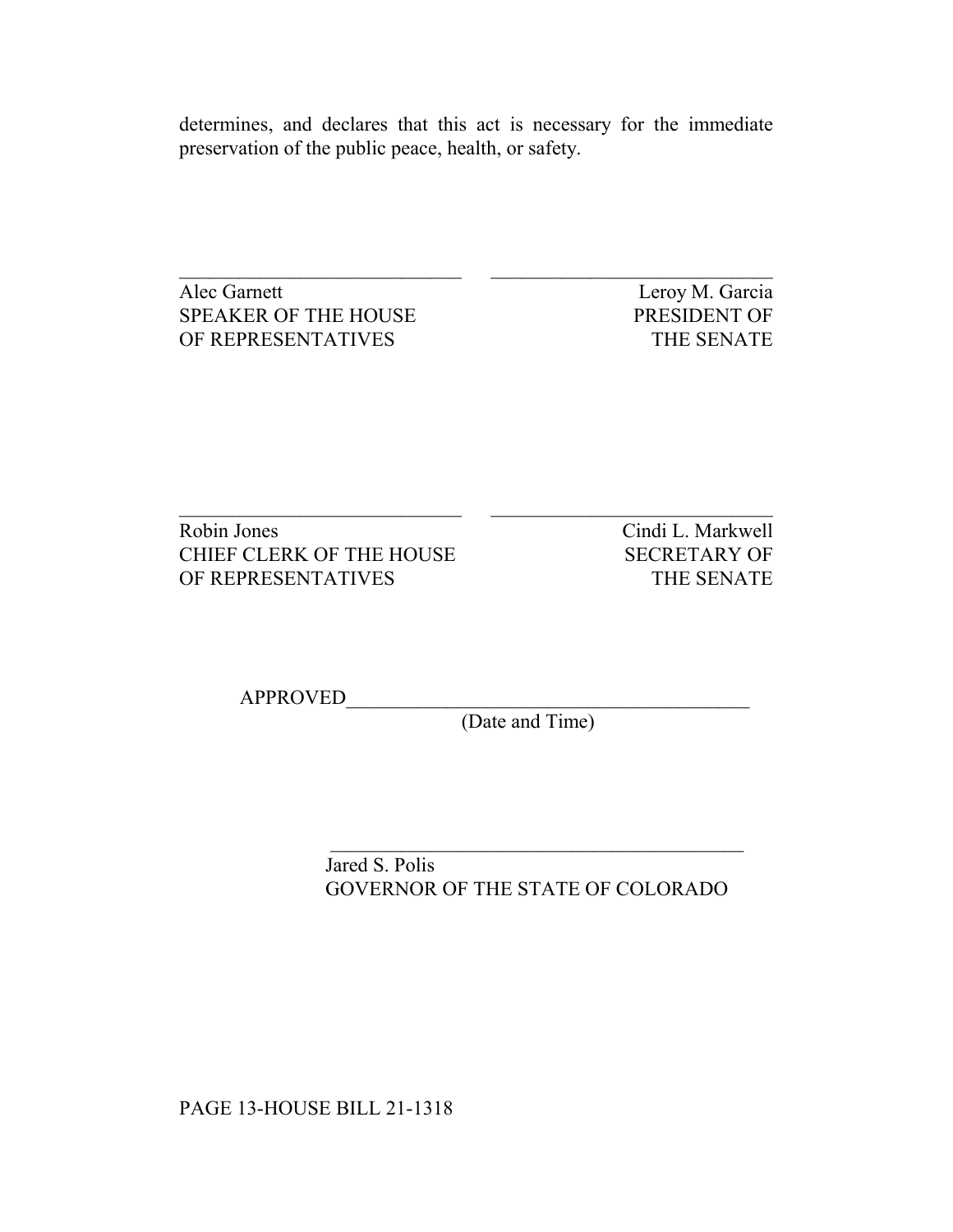determines, and declares that this act is necessary for the immediate preservation of the public peace, health, or safety.

| | |
|---|---|
| ____________________________ | ____________________________ |
| Alec Garnett | Leroy M. Garcia |
| SPEAKER OF THE HOUSE | PRESIDENT OF |
| OF REPRESENTATIVES | THE SENATE |

| | |
|---|---|
| ____________________________ | ____________________________ |
| Robin Jones | Cindi L. Markwell |
| CHIEF CLERK OF THE HOUSE | SECRETARY OF |
| OF REPRESENTATIVES | THE SENATE |

APPROVED________________________________________
(Date and Time)

_________________________________________

Jared S. Polis
GOVERNOR OF THE STATE OF COLORADO

PAGE 13-HOUSE BILL 21-1318